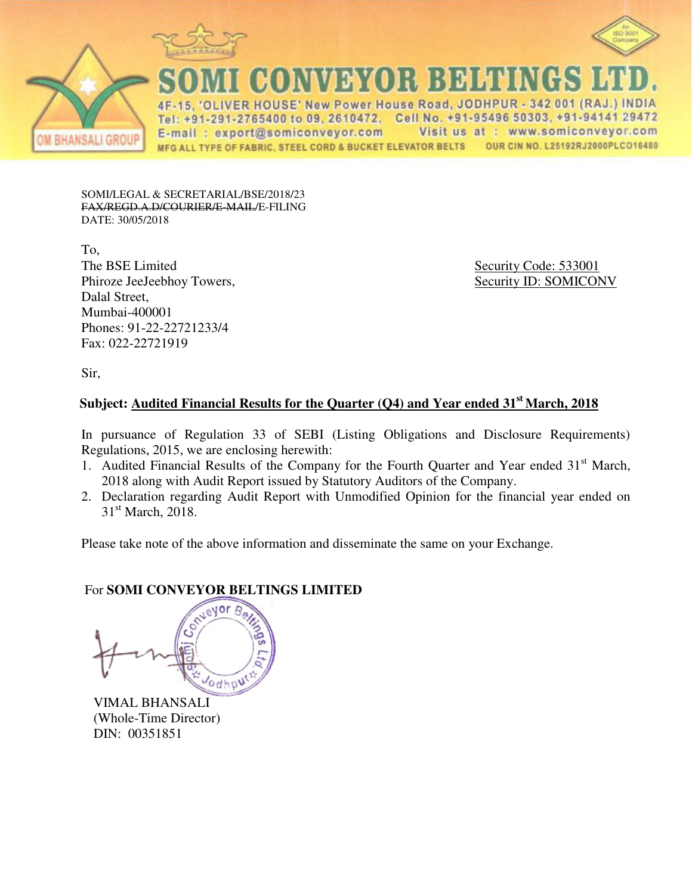# SOMI CONVEYOR BELTINGS LTD.

4F-15, 'OLIVER HOUSE' New Power House Road, JODHPUR - 342 001 (RAJ.) INDIA
Tel: +91-291-2765400 to 09, 2610472, Cell No. +91-95496 50303, +91-94141 29472
E-mail : export@somiconveyor.com Visit us at : www.somiconveyor.com
MFG ALL TYPE OF FABRIC, STEEL CORD & BUCKET ELEVATOR BELTS OUR CIN NO. L25192RJ2000PLCO16480

OM BHANSALI GROUP

An ISO 9001 Company

SOMI/LEGAL & SECRETARIAL/BSE/2018/23
~~FAX/REGD.A.D/COURIER/E-MAIL/~~E-FILING
DATE: 30/05/2018

To,
The BSE Limited
Phiroze JeeJeebhoy Towers,
Dalal Street,
Mumbai-400001
Phones: 91-22-22721233/4
Fax: 022-22721919

Security Code: 533001
Security ID: SOMICONV

Sir,

**Subject: Audited Financial Results for the Quarter (Q4) and Year ended 31st March, 2018**

In pursuance of Regulation 33 of SEBI (Listing Obligations and Disclosure Requirements) Regulations, 2015, we are enclosing herewith:

1. Audited Financial Results of the Company for the Fourth Quarter and Year ended 31st March, 2018 along with Audit Report issued by Statutory Auditors of the Company.
2. Declaration regarding Audit Report with Unmodified Opinion for the financial year ended on 31st March, 2018.

Please take note of the above information and disseminate the same on your Exchange.

For **SOMI CONVEYOR BELTINGS LIMITED**

VIMAL BHANSALI
(Whole-Time Director)
DIN: 00351851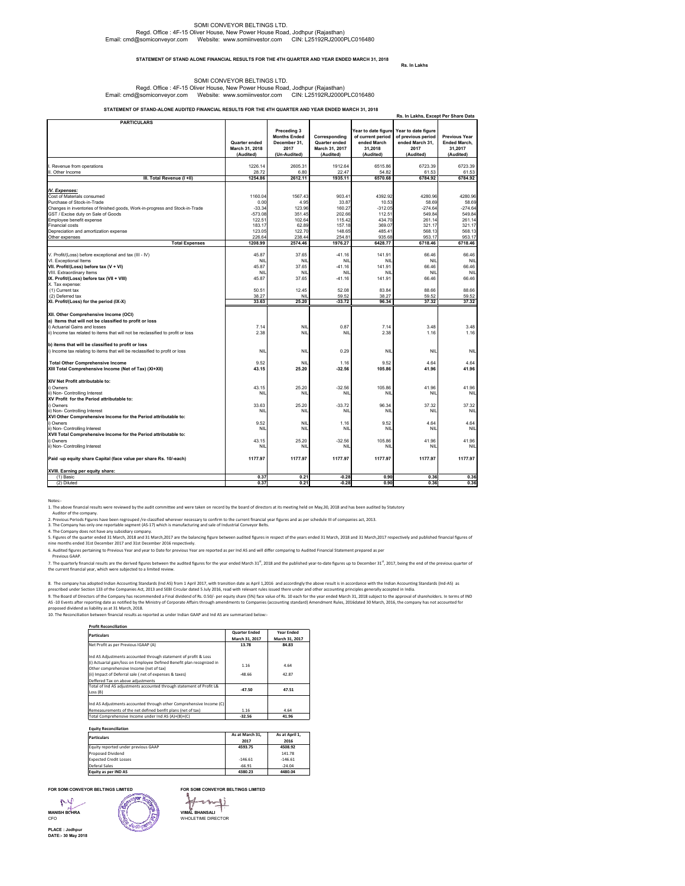SOMI CONVEYOR BELTINGS LTD.
Regd. Office : 4F-15 Oliver House, New Power House Road, Jodhpur (Rajasthan)
Email: cmd@somiconveyor.com Website: www.somiinvestor.com CIN: L25192RJ2000PLC016480

**STATEMENT OF STAND ALONE FINANCIAL RESULTS FOR THE 4TH QUARTER AND YEAR ENDED MARCH 31, 2018**

Rs. In Lakhs

SOMI CONVEYOR BELTINGS LTD.
Regd. Office : 4F-15 Oliver House, New Power House Road, Jodhpur (Rajasthan)
Email: cmd@somiconveyor.com Website: www.somiinvestor.com CIN: L25192RJ2000PLC016480

**STATEMENT OF STAND-ALONE AUDITED FINANCIAL RESULTS FOR THE 4TH QUARTER AND YEAR ENDED MARCH 31, 2018**

Rs. In Lakhs, Except Per Share Data

| PARTICULARS | Quarter ended March 31, 2018 (Audited) | Preceding 3 Months Ended December 31, 2017 (Un-Audited) | Corresponding Quarter ended March 31, 2017 (Audited) | Year to date figure of current period ended March 31,2018 (Audited) | Year to date figure of previous period ended March 31, 2017 (Audited) | Previous Year Ended March, 31,2017 (Audited) |
|---|---|---|---|---|---|---|
| I. Revenue from operations | 1226.14 | 2605.31 | 1912.64 | 6515.86 | 6723.39 | 6723.39 |
| II. Other Income | 28.72 | 6.80 | 22.47 | 54.82 | 61.53 | 61.53 |
| **III. Total Revenue (I +II)** | **1254.86** | **2612.11** | **1935.11** | **6570.68** | **6784.92** | **6784.92** |
| ***IV. Expenses:*** | | | | | | |
| Cost of Materials consumed | 1160.04 | 1567.43 | 903.41 | 4392.92 | 4280.96 | 4280.96 |
| Purchase of Stock-in-Trade | 0.00 | 4.95 | 33.87 | 10.53 | 58.69 | 58.69 |
| Changes in inventories of finished goods, Work-in-progress and Stock-in-Trade | -33.34 | 123.96 | 160.27 | -312.05 | -274.64 | -274.64 |
| GST / Excise duty on Sale of Goods | -573.08 | 351.45 | 202.66 | 112.51 | 549.84 | 549.84 |
| Employee benefit expense | 122.51 | 102.64 | 115.42 | 434.70 | 261.14 | 261.14 |
| Financial costs | 183.17 | 62.89 | 157.18 | 369.07 | 321.17 | 321.17 |
| Depreciation and amortization expense | 123.05 | 122.70 | 148.65 | 485.41 | 568.13 | 568.13 |
| Other expenses | 226.64 | 238.44 | 254.81 | 935.68 | 953.17 | 953.17 |
| **Total Expenses** | **1208.99** | **2574.46** | **1976.27** | **6428.77** | **6718.46** | **6718.46** |
| V. Profit/(Loss) before exceptional and tax (III - IV) | 45.87 | 37.65 | -41.16 | 141.91 | 66.46 | 66.46 |
| VI. Exceptional Items | NIL | NIL | NIL | NIL | NIL | NIL |
| **VII. Profit/(Loss) before tax (V + VI)** | 45.87 | 37.65 | -41.16 | 141.91 | 66.46 | 66.46 |
| VIII. Extraordinary Items | NIL | NIL | NIL | NIL | NIL | NIL |
| **IX. Profit/(Loss) before tax (VII + VIII)** | 45.87 | 37.65 | -41.16 | 141.91 | 66.46 | 66.46 |
| X. Tax expense: | | | | | | |
| (1) Current tax | 50.51 | 12.45 | 52.08 | 83.84 | 88.66 | 88.66 |
| (2) Deferred tax | 38.27 | NIL | 59.52 | 38.27 | 59.52 | 59.52 |
| **XI. Profit/(Loss) for the period (IX-X)** | **33.63** | **25.20** | **-33.72** | **96.34** | **37.32** | **37.32** |
| **XII. Other Comprehensive Income (OCI)** | | | | | | |
| **a) Items that will not be classified to profit or loss** | | | | | | |
| i) Actuarial Gains and losses | 7.14 | NIL | 0.87 | 7.14 | 3.48 | 3.48 |
| ii) Income tax related to items that will not be reclassified to profit or loss | 2.38 | NIL | NIL | 2.38 | 1.16 | 1.16 |
| **b) items that will be classified to profit or loss** | | | | | | |
| i) Income tax relating to items that will be reclassified to profit or loss | NIL | NIL | 0.29 | NIL | NIL | NIL |
| **Total Other Comprehensive Income** | 9.52 | NIL | 1.16 | 9.52 | 4.64 | 4.64 |
| **XIII Total Comprehensive Income (Net of Tax) (XI+XII)** | **43.15** | **25.20** | **-32.56** | **105.86** | **41.96** | **41.96** |
| **XIV Net Profit attributable to:** | | | | | | |
| i) Owners | 43.15 | 25.20 | -32.56 | 105.86 | 41.96 | 41.96 |
| ii) Non- Controlling Interest | NIL | NIL | NIL | NIL | NIL | NIL |
| **XV Profit for the Period attributable to:** | | | | | | |
| i) Owners | 33.63 | 25.20 | -33.72 | 96.34 | 37.32 | 37.32 |
| ii) Non- Controlling Interest | NIL | NIL | NIL | NIL | NIL | NIL |
| **XVI Other Comprehensive Income for the Period attributable to:** | | | | | | |
| i) Owners | 9.52 | NIL | 1.16 | 9.52 | 4.64 | 4.64 |
| ii) Non- Controlling Interest | NIL | NIL | NIL | NIL | NIL | NIL |
| **XVII Total Comprehensive Income for the Period attributable to:** | | | | | | |
| i) Owners | 43.15 | 25.20 | -32.56 | 105.86 | 41.96 | 41.96 |
| ii) Non- Controlling Interest | NIL | NIL | NIL | NIL | NIL | NIL |
| **Paid -up equity share Capital (face value per share Rs. 10/-each)** | **1177.97** | **1177.97** | **1177.97** | **1177.97** | **1177.97** | **1177.97** |
| **XVIII. Earning per equity share:** | | | | | | |
| (1) Basic | **0.37** | **0.21** | **-0.28** | **0.90** | **0.36** | **0.36** |
| (2) Diluted | **0.37** | **0.21** | **-0.28** | **0.90** | **0.36** | **0.36** |

Notes:-

1. The above financial results were reviewed by the audit committee and were taken on record by the board of directors at its meeting held on May,30, 2018 and has been audited by Statutory Auditor of the company.
2. Previous Periods Figures have been regrouped /re-classified wherever necessary to confirm to the current financial year figures and as per schedule III of companies act, 2013.
3. The Company has only one reportable segment (AS-17) which is manufacturing and sale of Industrial Conveyor Belts.
4. The Company does not have any subsidiary company.
5. Figures of the quarter ended 31 March, 2018 and 31 March,2017 are the balancing figure between audited figures in respect of the years ended 31 March, 2018 and 31 March,2017 respectively and published financial figures of nine months ended 31st December 2017 and 31st December 2016 respectively.
6. Audited figures pertaining to Previous Year and year to Date for previous Year are reported as per Ind AS and will differ comparing to Audited Financial Statement prepared as per Previous GAAP.
7. The quarterly financial results are the derived figures between the audited figures for the year ended March 31st, 2018 and the published year-to-date figures up to December 31st, 2017, being the end of the previous quarter of the current financial year, which were subjected to a limited review.
8. The company has adopted Indian Accounting Standards (Ind AS) from 1 April 2017, with transition date as April 1,2016 and accordingly the above result is in accordance with the Indian Accounting Standards (Ind-AS) as prescribed under Section 133 of the Companies Act, 2013 and SEBI Circular dated 5 July 2016, read with relevant rules issued there under and other accounting principles generally accepted in India.
9. The Board of Directors of the Company has recommended a Final dividend of Rs. 0.50/- per equity share (5%) face value of Rs. 10 each for the year ended March 31, 2018 subject to the approval of shareholders. In terms of IND AS -10 Events after reporting date as notified by the Ministry of Corporate Affairs through amendments to Companies (accounting standard) Amendment Rules, 2016dated 30 March, 2016, the company has not accounted for proposed dividend as liability as at 31 March, 2018.
10. The Reconciliation between financial results as reported as under Indian GAAP and Ind AS are summarized below:-

**Profit Reconciliation**

| Particulars | Quarter Ended March 31, 2017 | Year Ended March 31, 2017 |
|---|---|---|
| Net Profit as per Previous IGAAP (A) | **13.78** | **84.83** |
| Ind AS Adjustments accounted through statement of profit & Loss | | |
| (i) Actuarial gain/loss on Employee Defined Benefit plan recognized in Other comprehensive Income (net of tax) | 1.16 | 4.64 |
| (ii) Impact of Deferral sale ( net of expenses & taxes) | -48.66 | 42.87 |
| Deffered Tax on above adjustments | | |
| Total of Ind AS adjustments accounted through statement of Profit L& Loss (B) | **-47.50** | **47.51** |
| Ind AS Adjustments accounted through other Comprehensive Income (C) | | |
| Remeasurements of the net defined benfit plans (net of tax) | 1.16 | 4.64 |
| Total Comprehensive Income under Ind AS (A)+(B)+(C) | **-32.56** | **41.96** |

**Equity Reconciliation**

| Particulars | As at March 31, 2017 | As at April 1, 2016 |
|---|---|---|
| Equity reported under previous GAAP | **4593.75** | **4508.92** |
| Proposed Dividend | | 141.78 |
| Expected Credit Losses | -146.61 | -146.61 |
| Deferal Sales | -66.91 | -24.04 |
| **Equity as per IND AS** | **4380.23** | **4480.04** |

**FOR SOMI CONVEYOR BELTINGS LIMITED**

**MANISH BOHRA**
CFO

**FOR SOMI CONVEYOR BELTINGS LIMITED**

**VIMAL BHANSALI**
WHOLETIME DIRECTOR

**PLACE : Jodhpur**
**DATE:- 30 May 2018**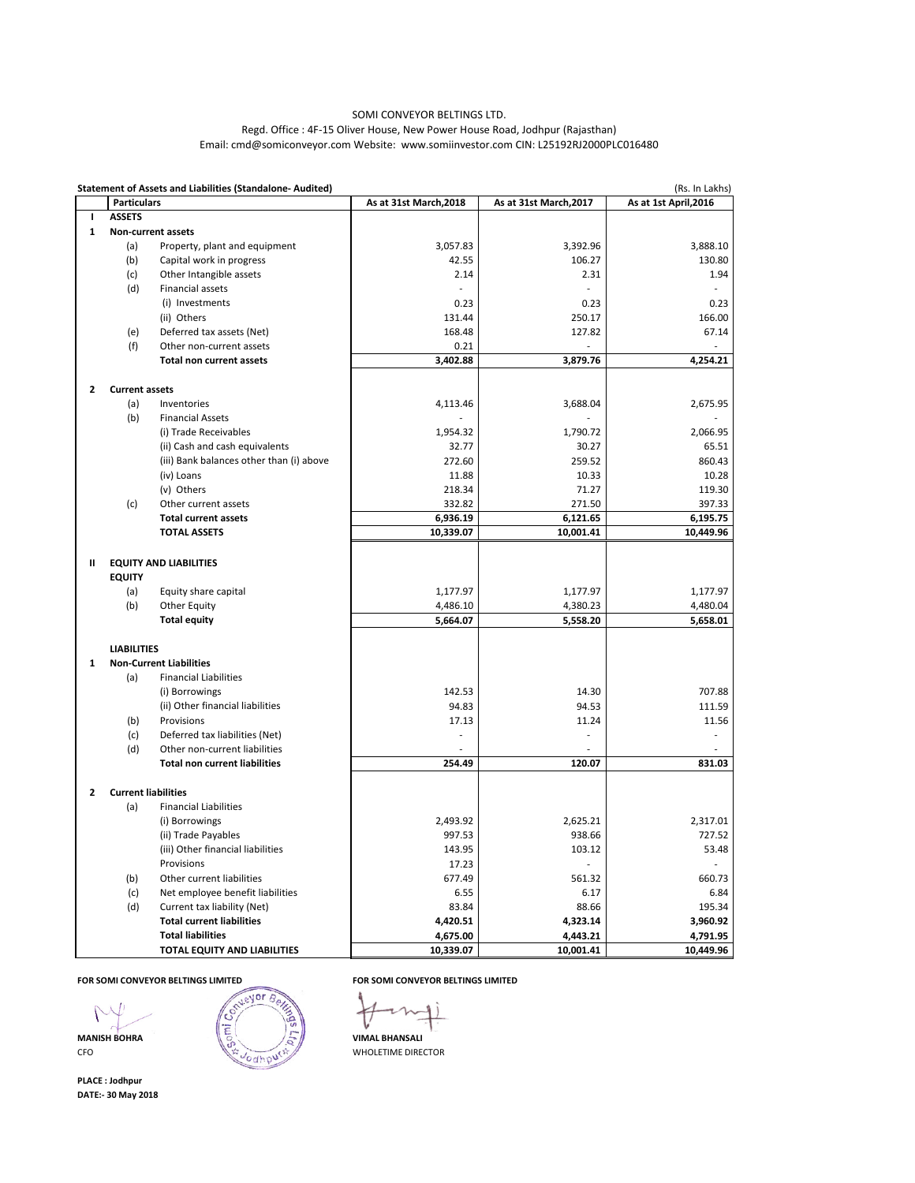SOMI CONVEYOR BELTINGS LTD.

Regd. Office : 4F-15 Oliver House, New Power House Road, Jodhpur (Rajasthan)

Email: cmd@somiconveyor.com Website: www.somiinvestor.com CIN: L25192RJ2000PLC016480

**Statement of Assets and Liabilities (Standalone- Audited)** (Rs. In Lakhs)

| | | Particulars | As at 31st March,2018 | As at 31st March,2017 | As at 1st April,2016 |
|---|---|---|---|---|---|
| **I** | **ASSETS** | | | | |
| **1** | **Non-current assets** | | | | |
| | (a) | Property, plant and equipment | 3,057.83 | 3,392.96 | 3,888.10 |
| | (b) | Capital work in progress | 42.55 | 106.27 | 130.80 |
| | (c) | Other Intangible assets | 2.14 | 2.31 | 1.94 |
| | (d) | Financial assets | - | - | - |
| | | (i) Investments | 0.23 | 0.23 | 0.23 |
| | | (ii) Others | 131.44 | 250.17 | 166.00 |
| | (e) | Deferred tax assets (Net) | 168.48 | 127.82 | 67.14 |
| | (f) | Other non-current assets | 0.21 | - | - |
| | | **Total non current assets** | **3,402.88** | **3,879.76** | **4,254.21** |
| **2** | **Current assets** | | | | |
| | (a) | Inventories | 4,113.46 | 3,688.04 | 2,675.95 |
| | (b) | Financial Assets | - | - | - |
| | | (i) Trade Receivables | 1,954.32 | 1,790.72 | 2,066.95 |
| | | (ii) Cash and cash equivalents | 32.77 | 30.27 | 65.51 |
| | | (iii) Bank balances other than (i) above | 272.60 | 259.52 | 860.43 |
| | | (iv) Loans | 11.88 | 10.33 | 10.28 |
| | | (v) Others | 218.34 | 71.27 | 119.30 |
| | (c) | Other current assets | 332.82 | 271.50 | 397.33 |
| | | **Total current assets** | **6,936.19** | **6,121.65** | **6,195.75** |
| | | **TOTAL ASSETS** | **10,339.07** | **10,001.41** | **10,449.96** |
| **II** | **EQUITY AND LIABILITIES** | | | | |
| | **EQUITY** | | | | |
| | (a) | Equity share capital | 1,177.97 | 1,177.97 | 1,177.97 |
| | (b) | Other Equity | 4,486.10 | 4,380.23 | 4,480.04 |
| | | **Total equity** | **5,664.07** | **5,558.20** | **5,658.01** |
| | **LIABILITIES** | | | | |
| **1** | **Non-Current Liabilities** | | | | |
| | (a) | Financial Liabilities | | | |
| | | (i) Borrowings | 142.53 | 14.30 | 707.88 |
| | | (ii) Other financial liabilities | 94.83 | 94.53 | 111.59 |
| | (b) | Provisions | 17.13 | 11.24 | 11.56 |
| | (c) | Deferred tax liabilities (Net) | - | - | - |
| | (d) | Other non-current liabilities | - | - | - |
| | | **Total non current liabilities** | **254.49** | **120.07** | **831.03** |
| **2** | **Current liabilities** | | | | |
| | (a) | Financial Liabilities | | | |
| | | (i) Borrowings | 2,493.92 | 2,625.21 | 2,317.01 |
| | | (ii) Trade Payables | 997.53 | 938.66 | 727.52 |
| | | (iii) Other financial liabilities | 143.95 | 103.12 | 53.48 |
| | | Provisions | 17.23 | - | - |
| | (b) | Other current liabilities | 677.49 | 561.32 | 660.73 |
| | (c) | Net employee benefit liabilities | 6.55 | 6.17 | 6.84 |
| | (d) | Current tax liability (Net) | 83.84 | 88.66 | 195.34 |
| | | **Total current liabilities** | **4,420.51** | **4,323.14** | **3,960.92** |
| | | **Total liabilities** | **4,675.00** | **4,443.21** | **4,791.95** |
| | | **TOTAL EQUITY AND LIABILITIES** | **10,339.07** | **10,001.41** | **10,449.96** |

**FOR SOMI CONVEYOR BELTINGS LIMITED**

**MANISH BOHRA**
CFO

**FOR SOMI CONVEYOR BELTINGS LIMITED**

**VIMAL BHANSALI**
WHOLETIME DIRECTOR

**PLACE : Jodhpur**
**DATE:- 30 May 2018**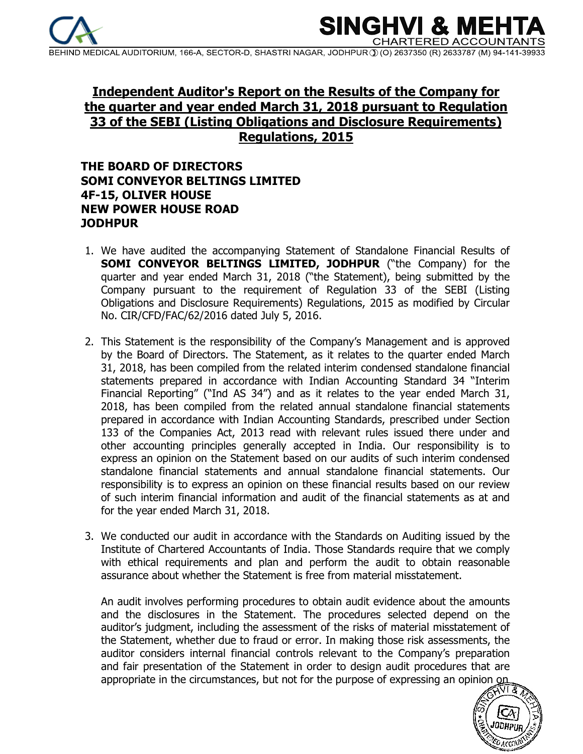# Independent Auditor's Report on the Results of the Company for the quarter and year ended March 31, 2018 pursuant to Regulation 33 of the SEBI (Listing Obligations and Disclosure Requirements) Regulations, 2015

**THE BOARD OF DIRECTORS**
**SOMI CONVEYOR BELTINGS LIMITED**
**4F-15, OLIVER HOUSE**
**NEW POWER HOUSE ROAD**
**JODHPUR**

1. We have audited the accompanying Statement of Standalone Financial Results of **SOMI CONVEYOR BELTINGS LIMITED, JODHPUR** ("the Company) for the quarter and year ended March 31, 2018 ("the Statement), being submitted by the Company pursuant to the requirement of Regulation 33 of the SEBI (Listing Obligations and Disclosure Requirements) Regulations, 2015 as modified by Circular No. CIR/CFD/FAC/62/2016 dated July 5, 2016.

2. This Statement is the responsibility of the Company's Management and is approved by the Board of Directors. The Statement, as it relates to the quarter ended March 31, 2018, has been compiled from the related interim condensed standalone financial statements prepared in accordance with Indian Accounting Standard 34 "Interim Financial Reporting" ("Ind AS 34") and as it relates to the year ended March 31, 2018, has been compiled from the related annual standalone financial statements prepared in accordance with Indian Accounting Standards, prescribed under Section 133 of the Companies Act, 2013 read with relevant rules issued there under and other accounting principles generally accepted in India. Our responsibility is to express an opinion on the Statement based on our audits of such interim condensed standalone financial statements and annual standalone financial statements. Our responsibility is to express an opinion on these financial results based on our review of such interim financial information and audit of the financial statements as at and for the year ended March 31, 2018.

3. We conducted our audit in accordance with the Standards on Auditing issued by the Institute of Chartered Accountants of India. Those Standards require that we comply with ethical requirements and plan and perform the audit to obtain reasonable assurance about whether the Statement is free from material misstatement.

   An audit involves performing procedures to obtain audit evidence about the amounts and the disclosures in the Statement. The procedures selected depend on the auditor's judgment, including the assessment of the risks of material misstatement of the Statement, whether due to fraud or error. In making those risk assessments, the auditor considers internal financial controls relevant to the Company's preparation and fair presentation of the Statement in order to design audit procedures that are appropriate in the circumstances, but not for the purpose of expressing an opinion on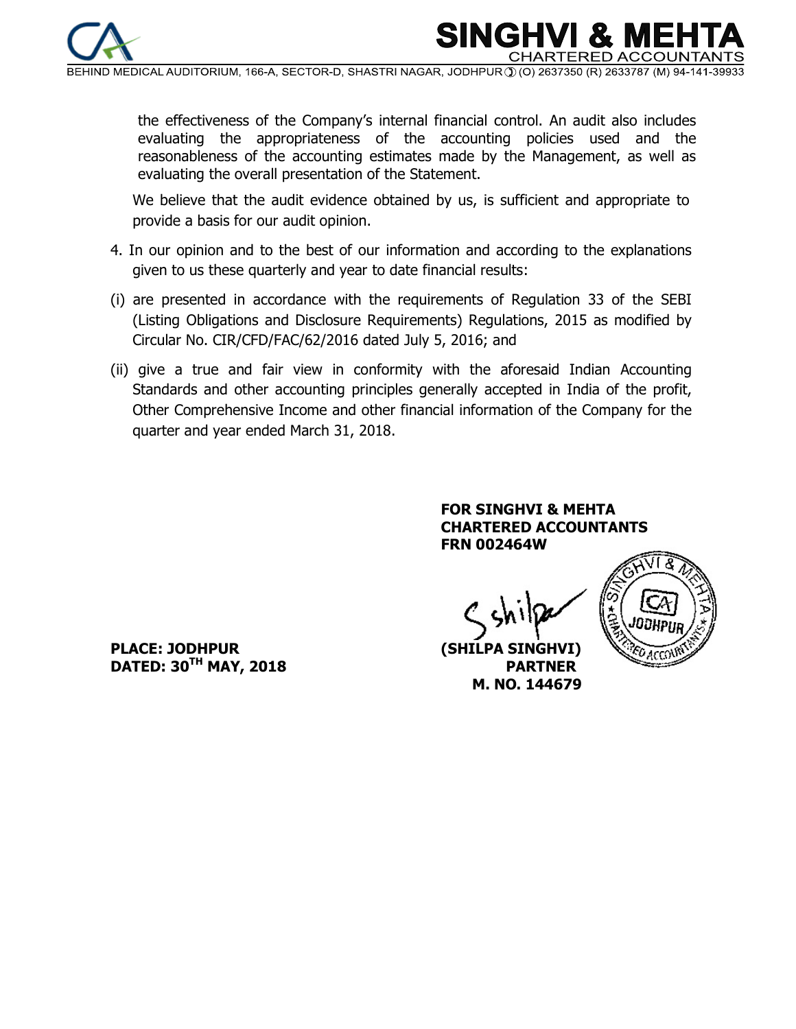the effectiveness of the Company's internal financial control. An audit also includes evaluating the appropriateness of the accounting policies used and the reasonableness of the accounting estimates made by the Management, as well as evaluating the overall presentation of the Statement.

We believe that the audit evidence obtained by us, is sufficient and appropriate to provide a basis for our audit opinion.

4. In our opinion and to the best of our information and according to the explanations given to us these quarterly and year to date financial results:

(i) are presented in accordance with the requirements of Regulation 33 of the SEBI (Listing Obligations and Disclosure Requirements) Regulations, 2015 as modified by Circular No. CIR/CFD/FAC/62/2016 dated July 5, 2016; and

(ii) give a true and fair view in conformity with the aforesaid Indian Accounting Standards and other accounting principles generally accepted in India of the profit, Other Comprehensive Income and other financial information of the Company for the quarter and year ended March 31, 2018.

**FOR SINGHVI & MEHTA**
**CHARTERED ACCOUNTANTS**
**FRN 002464W**

**PLACE: JODHPUR**
**DATED: 30TH MAY, 2018**

**(SHILPA SINGHVI)**
**PARTNER**
**M. NO. 144679**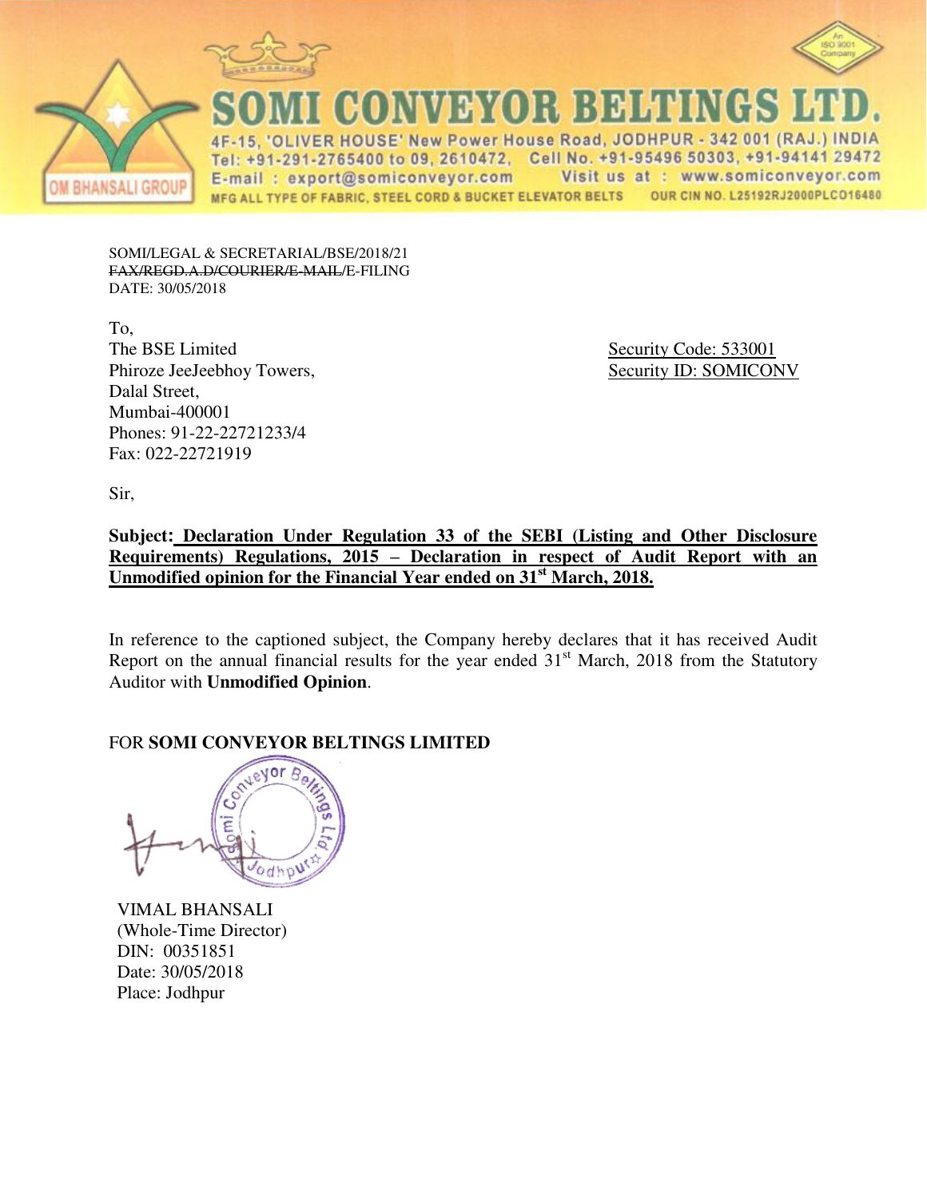# SOMI CONVEYOR BELTINGS LTD.

4F-15, 'OLIVER HOUSE' New Power House Road, JODHPUR - 342 001 (RAJ.) INDIA
Tel: +91-291-2765400 to 09, 2610472, Cell No. +91-95496 50303, +91-94141 29472
E-mail : export@somiconveyor.com Visit us at : www.somiconveyor.com
MFG ALL TYPE OF FABRIC, STEEL CORD & BUCKET ELEVATOR BELTS OUR CIN NO. L25192RJ2000PLC016480

OM BHANSALI GROUP

SOMI/LEGAL & SECRETARIAL/BSE/2018/21
~~FAX/REGD.A.D/COURIER/E-MAIL~~/E-FILING
DATE: 30/05/2018

To,
The BSE Limited
Phiroze JeeJeebhoy Towers,
Dalal Street,
Mumbai-400001
Phones: 91-22-22721233/4
Fax: 022-22721919

Security Code: 533001
Security ID: SOMICONV

Sir,

**Subject: Declaration Under Regulation 33 of the SEBI (Listing and Other Disclosure Requirements) Regulations, 2015 – Declaration in respect of Audit Report with an Unmodified opinion for the Financial Year ended on 31st March, 2018.**

In reference to the captioned subject, the Company hereby declares that it has received Audit Report on the annual financial results for the year ended 31st March, 2018 from the Statutory Auditor with **Unmodified Opinion**.

FOR **SOMI CONVEYOR BELTINGS LIMITED**

VIMAL BHANSALI
(Whole-Time Director)
DIN: 00351851
Date: 30/05/2018
Place: Jodhpur